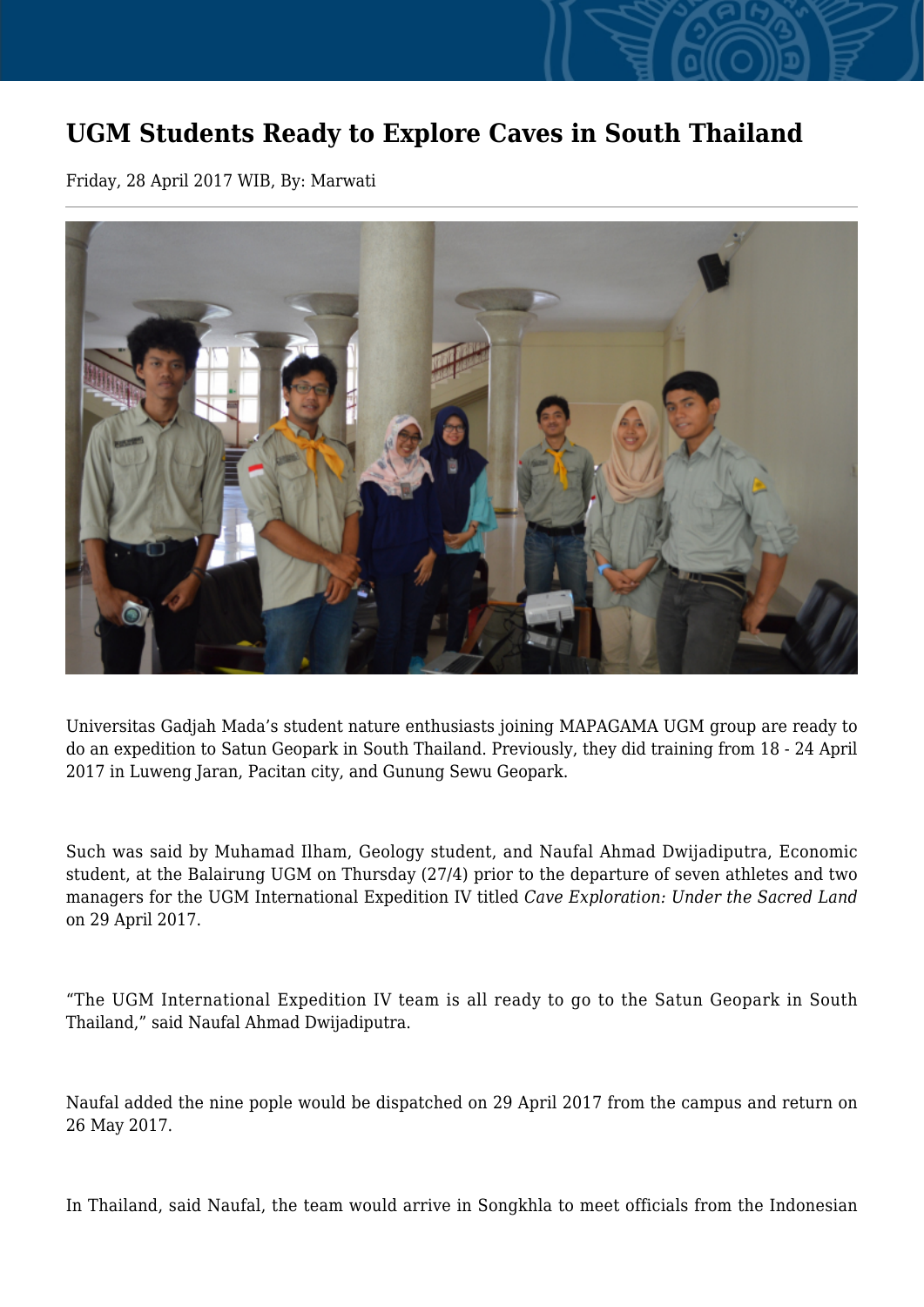# UGM Students Ready to Explore Caves in South Thailand

Friday, 28 April 2017 WIB, By: Marwati

Universitas Gadjah Mada's student nature enthusiasts joining MAPAGAMA UGM group are ready to do an expedition to Satun Geopark in South Thailand. Previously, they did training from 18 - 24 April 2017 in Luweng Jaran, Pacitan city, and Gunung Sewu Geopark.

Such was said by Muhamad Ilham, Geology student, and Naufal Ahmad Dwijadiputra, Economic student, at the Balairung UGM on Thursday (27/4) prior to the departure of seven athletes and two managers for the UGM International Expedition IV titled *Cave Exploration: Under the Sacred Land* on 29 April 2017.

"The UGM International Expedition IV team is all ready to go to the Satun Geopark in South Thailand," said Naufal Ahmad Dwijadiputra.

Naufal added the nine pople would be dispatched on 29 April 2017 from the campus and return on 26 May 2017.

In Thailand, said Naufal, the team would arrive in Songkhla to meet officials from the Indonesian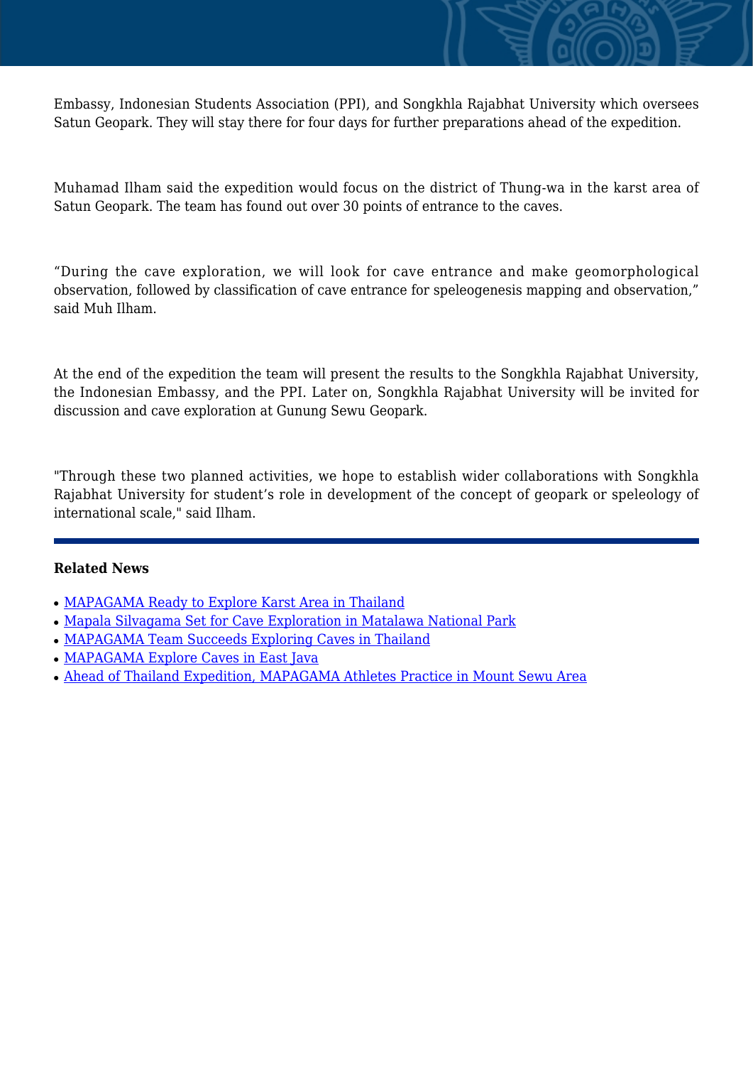Embassy, Indonesian Students Association (PPI), and Songkhla Rajabhat University which oversees Satun Geopark. They will stay there for four days for further preparations ahead of the expedition.

Muhamad Ilham said the expedition would focus on the district of Thung-wa in the karst area of Satun Geopark. The team has found out over 30 points of entrance to the caves.

“During the cave exploration, we will look for cave entrance and make geomorphological observation, followed by classification of cave entrance for speleogenesis mapping and observation,” said Muh Ilham.

At the end of the expedition the team will present the results to the Songkhla Rajabhat University, the Indonesian Embassy, and the PPI. Later on, Songkhla Rajabhat University will be invited for discussion and cave exploration at Gunung Sewu Geopark.

"Through these two planned activities, we hope to establish wider collaborations with Songkhla Rajabhat University for student’s role in development of the concept of geopark or speleology of international scale," said Ilham.

---

**Related News**

- MAPAGAMA Ready to Explore Karst Area in Thailand
- Mapala Silvagama Set for Cave Exploration in Matalawa National Park
- MAPAGAMA Team Succeeds Exploring Caves in Thailand
- MAPAGAMA Explore Caves in East Java
- Ahead of Thailand Expedition, MAPAGAMA Athletes Practice in Mount Sewu Area